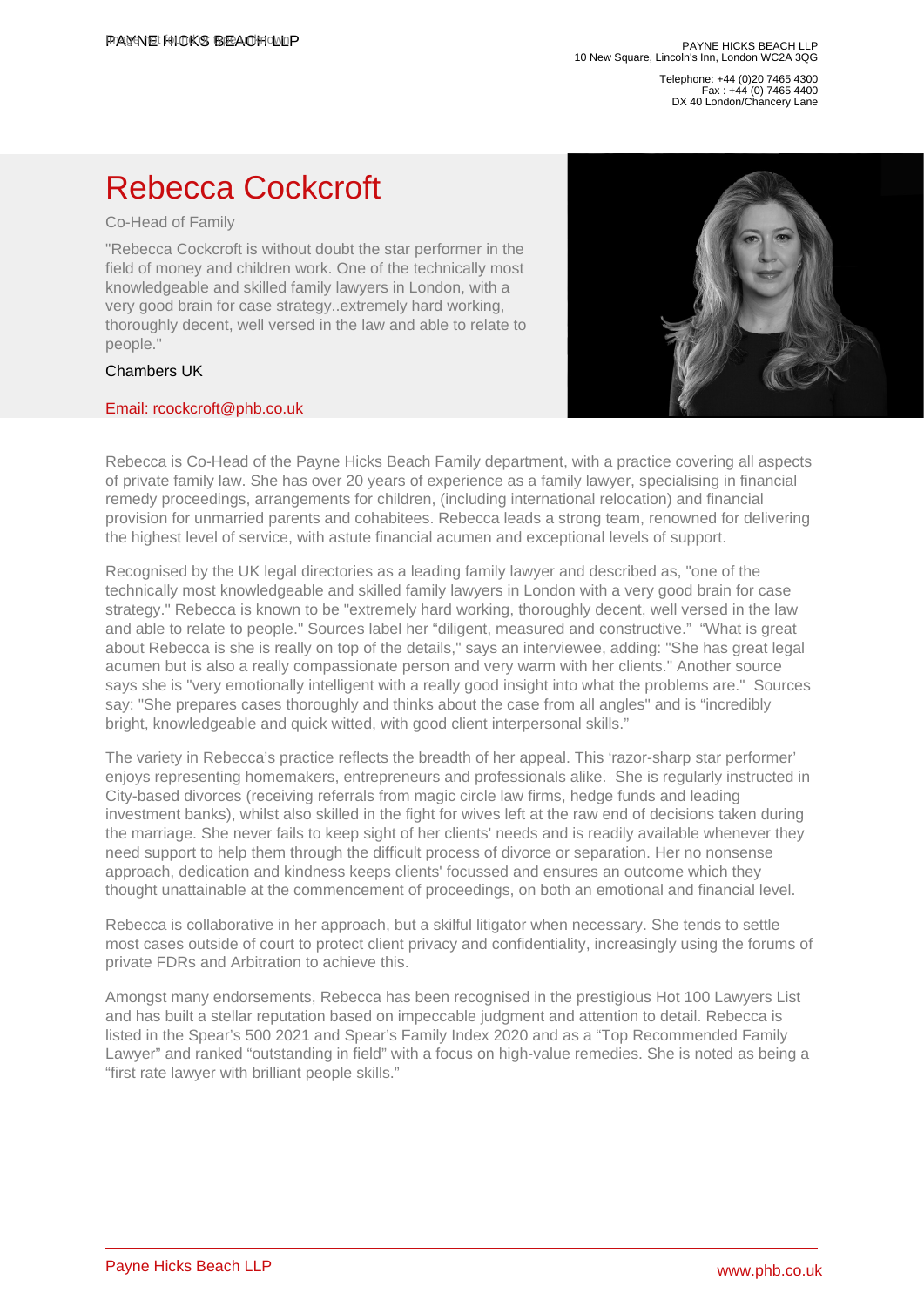PAYNE HICKS BEACH LLP
10 New Square, Lincoln's Inn, London WC2A 3QG

Telephone: +44 (0)20 7465 4300
Fax : +44 (0) 7465 4400
DX 40 London/Chancery Lane

# Rebecca Cockcroft

Co-Head of Family

"Rebecca Cockcroft is without doubt the star performer in the field of money and children work. One of the technically most knowledgeable and skilled family lawyers in London, with a very good brain for case strategy..extremely hard working, thoroughly decent, well versed in the law and able to relate to people."

Chambers UK

Email: rcockcroft@phb.co.uk

Rebecca is Co-Head of the Payne Hicks Beach Family department, with a practice covering all aspects of private family law. She has over 20 years of experience as a family lawyer, specialising in financial remedy proceedings, arrangements for children, (including international relocation) and financial provision for unmarried parents and cohabitees. Rebecca leads a strong team, renowned for delivering the highest level of service, with astute financial acumen and exceptional levels of support.

Recognised by the UK legal directories as a leading family lawyer and described as, "one of the technically most knowledgeable and skilled family lawyers in London with a very good brain for case strategy." Rebecca is known to be "extremely hard working, thoroughly decent, well versed in the law and able to relate to people." Sources label her "diligent, measured and constructive." "What is great about Rebecca is she is really on top of the details," says an interviewee, adding: "She has great legal acumen but is also a really compassionate person and very warm with her clients." Another source says she is "very emotionally intelligent with a really good insight into what the problems are." Sources say: "She prepares cases thoroughly and thinks about the case from all angles" and is "incredibly bright, knowledgeable and quick witted, with good client interpersonal skills."

The variety in Rebecca's practice reflects the breadth of her appeal. This 'razor-sharp star performer' enjoys representing homemakers, entrepreneurs and professionals alike. She is regularly instructed in City-based divorces (receiving referrals from magic circle law firms, hedge funds and leading investment banks), whilst also skilled in the fight for wives left at the raw end of decisions taken during the marriage. She never fails to keep sight of her clients' needs and is readily available whenever they need support to help them through the difficult process of divorce or separation. Her no nonsense approach, dedication and kindness keeps clients' focussed and ensures an outcome which they thought unattainable at the commencement of proceedings, on both an emotional and financial level.

Rebecca is collaborative in her approach, but a skilful litigator when necessary. She tends to settle most cases outside of court to protect client privacy and confidentiality, increasingly using the forums of private FDRs and Arbitration to achieve this.

Amongst many endorsements, Rebecca has been recognised in the prestigious Hot 100 Lawyers List and has built a stellar reputation based on impeccable judgment and attention to detail. Rebecca is listed in the Spear's 500 2021 and Spear's Family Index 2020 and as a "Top Recommended Family Lawyer" and ranked "outstanding in field" with a focus on high-value remedies. She is noted as being a "first rate lawyer with brilliant people skills."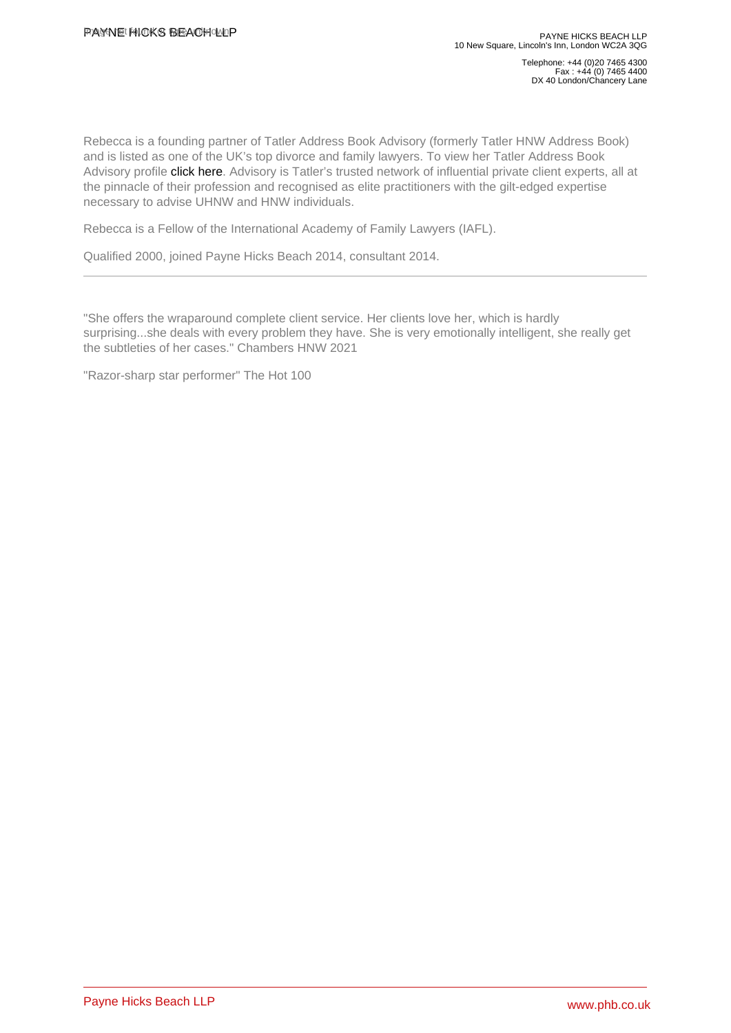Rebecca is a founding partner of Tatler Address Book Advisory (formerly Tatler HNW Address Book) and is listed as one of the UK's top divorce and family lawyers. To view her Tatler Address Book Advisory profile click here. Advisory is Tatler's trusted network of influential private client experts, all at the pinnacle of their profession and recognised as elite practitioners with the gilt-edged expertise necessary to advise UHNW and HNW individuals.

Rebecca is a Fellow of the International Academy of Family Lawyers (IAFL).

Qualified 2000, joined Payne Hicks Beach 2014, consultant 2014.

---

"She offers the wraparound complete client service. Her clients love her, which is hardly surprising...she deals with every problem they have. She is very emotionally intelligent, she really get the subtleties of her cases." Chambers HNW 2021

"Razor-sharp star performer" The Hot 100